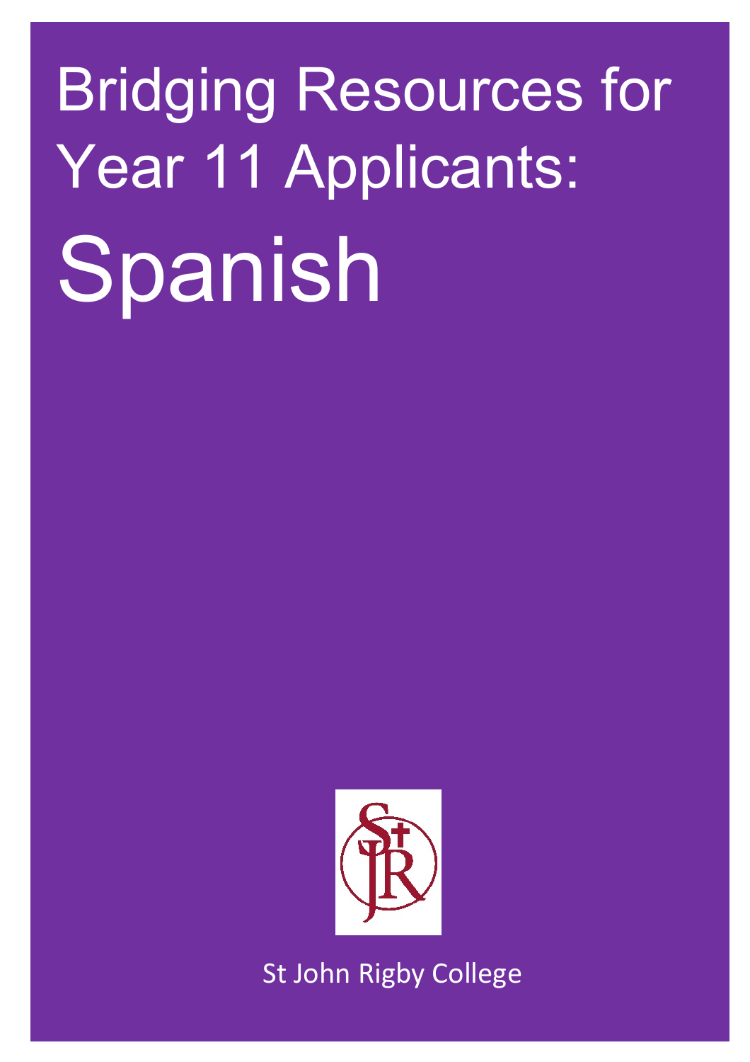# Bridging Resources for Year 11 Applicants:

# Spanish

St John Rigby College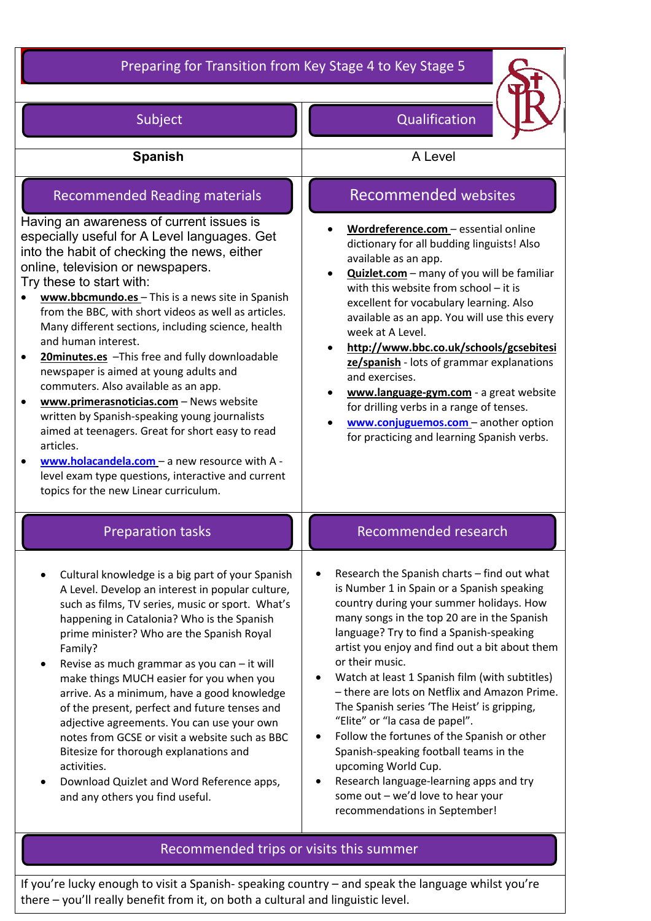# Preparing for Transition from Key Stage 4 to Key Stage 5

| Subject | Qualification |
| --- | --- |
| **Spanish** | A Level |

## Recommended Reading materials

Having an awareness of current issues is especially useful for A Level languages. Get into the habit of checking the news, either online, television or newspapers.
Try these to start with:

- **www.bbcmundo.es** – This is a news site in Spanish from the BBC, with short videos as well as articles. Many different sections, including science, health and human interest.
- **20minutes.es** –This free and fully downloadable newspaper is aimed at young adults and commuters. Also available as an app.
- **www.primerasnoticias.com** – News website written by Spanish-speaking young journalists aimed at teenagers. Great for short easy to read articles.
- **www.holacandela.com** – a new resource with A - level exam type questions, interactive and current topics for the new Linear curriculum.

## Recommended websites

- **Wordreference.com** – essential online dictionary for all budding linguists! Also available as an app.
- **Quizlet.com** – many of you will be familiar with this website from school – it is excellent for vocabulary learning. Also available as an app. You will use this every week at A Level.
- **http://www.bbc.co.uk/schools/gcsebitesize/spanish** - lots of grammar explanations and exercises.
- **www.language-gym.com** - a great website for drilling verbs in a range of tenses.
- **www.conjuguemos.com** – another option for practicing and learning Spanish verbs.

## Preparation tasks

- Cultural knowledge is a big part of your Spanish A Level. Develop an interest in popular culture, such as films, TV series, music or sport. What's happening in Catalonia? Who is the Spanish prime minister? Who are the Spanish Royal Family?
- Revise as much grammar as you can – it will make things MUCH easier for you when you arrive. As a minimum, have a good knowledge of the present, perfect and future tenses and adjective agreements. You can use your own notes from GCSE or visit a website such as BBC Bitesize for thorough explanations and activities.
- Download Quizlet and Word Reference apps, and any others you find useful.

## Recommended research

- Research the Spanish charts – find out what is Number 1 in Spain or a Spanish speaking country during your summer holidays. How many songs in the top 20 are in the Spanish language? Try to find a Spanish-speaking artist you enjoy and find out a bit about them or their music.
- Watch at least 1 Spanish film (with subtitles) – there are lots on Netflix and Amazon Prime. The Spanish series 'The Heist' is gripping, "Elite" or "la casa de papel".
- Follow the fortunes of the Spanish or other Spanish-speaking football teams in the upcoming World Cup.
- Research language-learning apps and try some out – we'd love to hear your recommendations in September!

## Recommended trips or visits this summer

If you're lucky enough to visit a Spanish- speaking country – and speak the language whilst you're there – you'll really benefit from it, on both a cultural and linguistic level.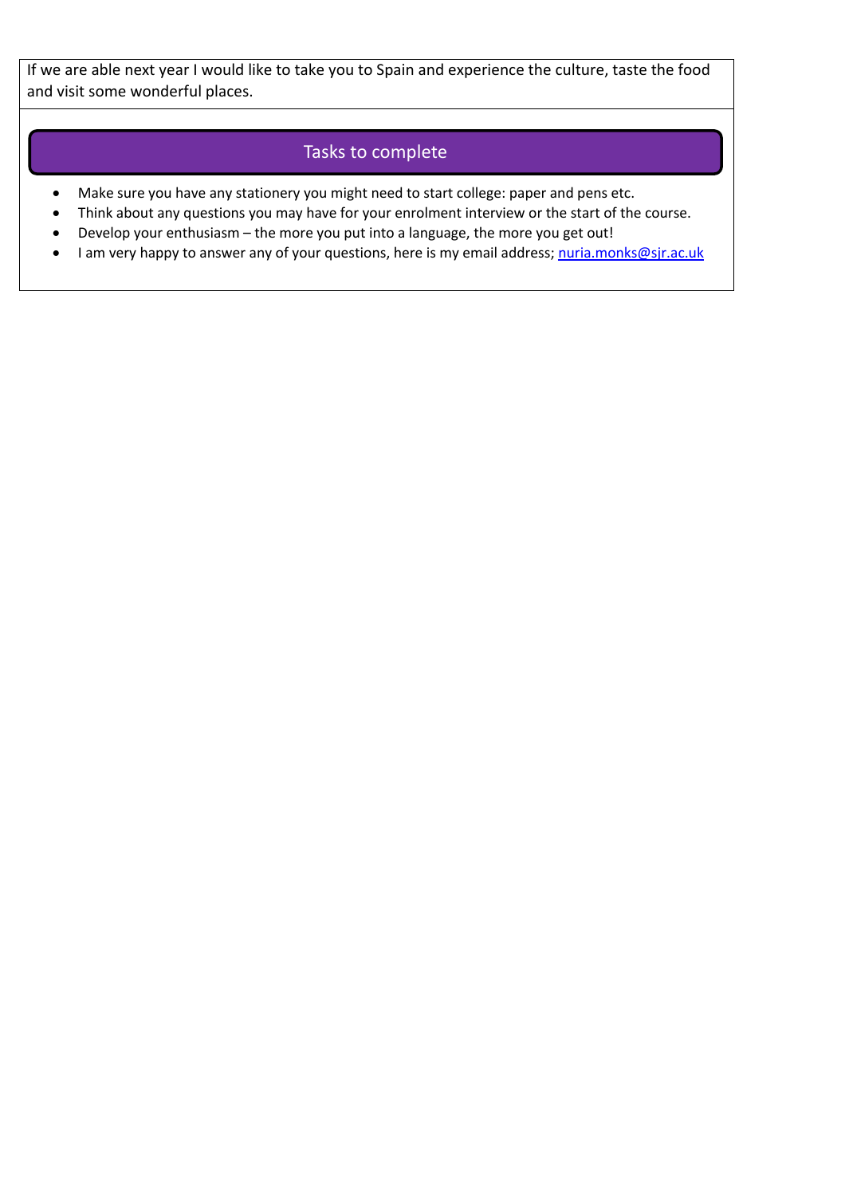If we are able next year I would like to take you to Spain and experience the culture, taste the food and visit some wonderful places.

## Tasks to complete

- Make sure you have any stationery you might need to start college: paper and pens etc.
- Think about any questions you may have for your enrolment interview or the start of the course.
- Develop your enthusiasm – the more you put into a language, the more you get out!
- I am very happy to answer any of your questions, here is my email address; nuria.monks@sjr.ac.uk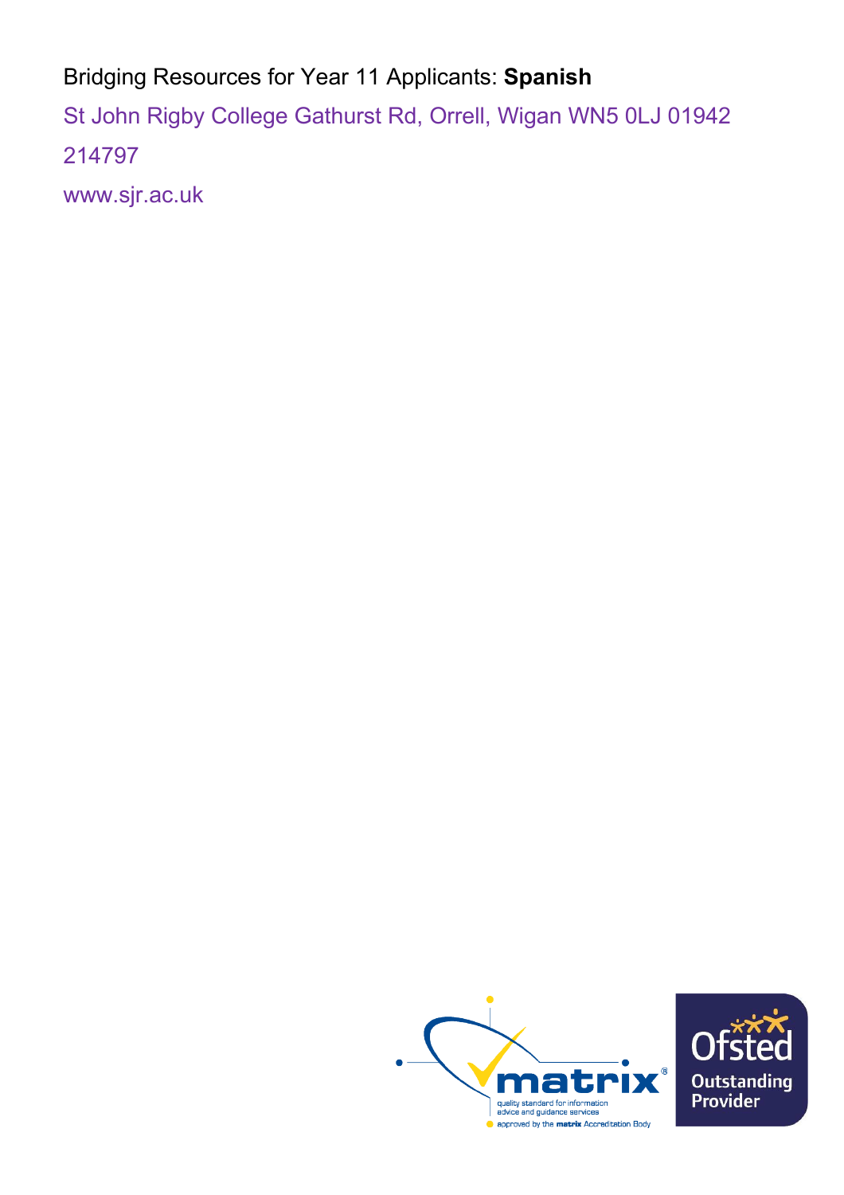Bridging Resources for Year 11 Applicants: **Spanish**

St John Rigby College Gathurst Rd, Orrell, Wigan WN5 0LJ 01942 214797

www.sjr.ac.uk